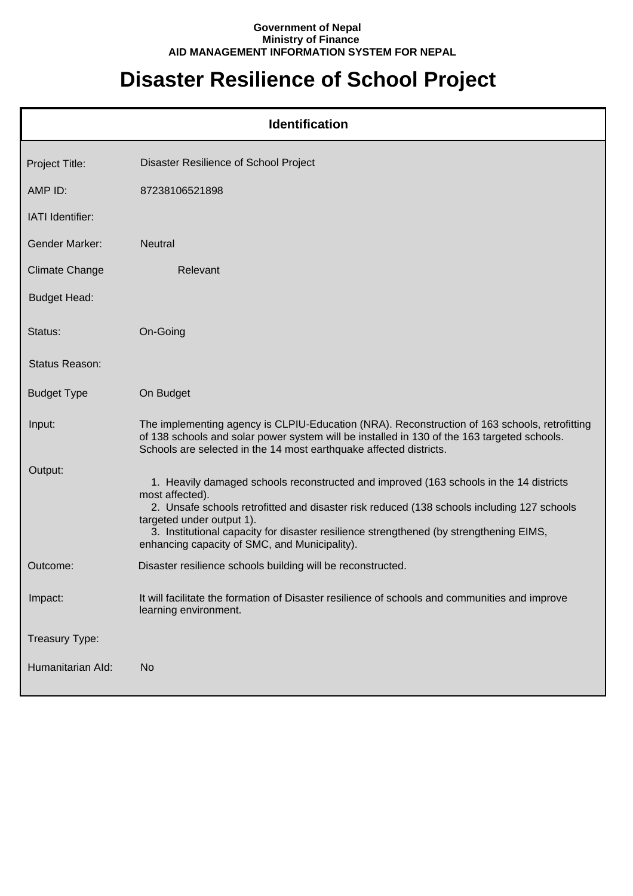**Government of Nepal**
**Ministry of Finance**
**AID MANAGEMENT INFORMATION SYSTEM FOR NEPAL**

# Disaster Resilience of School Project

## Identification

| | |
|---|---|
| Project Title: | Disaster Resilience of School Project |
| AMP ID: | 87238106521898 |
| IATI Identifier: | |
| Gender Marker: | Neutral |
| Climate Change | Relevant |
| Budget Head: | |
| Status: | On-Going |
| Status Reason: | |
| Budget Type | On Budget |
| Input: | The implementing agency is CLPIU-Education (NRA). Reconstruction of 163 schools, retrofitting of 138 schools and solar power system will be installed in 130 of the 163 targeted schools. Schools are selected in the 14 most earthquake affected districts. |
| Output: | 1. Heavily damaged schools reconstructed and improved (163 schools in the 14 districts most affected).<br>2. Unsafe schools retrofitted and disaster risk reduced (138 schools including 127 schools targeted under output 1).<br>3. Institutional capacity for disaster resilience strengthened (by strengthening EIMS, enhancing capacity of SMC, and Municipality). |
| Outcome: | Disaster resilience schools building will be reconstructed. |
| Impact: | It will facilitate the formation of Disaster resilience of schools and communities and improve learning environment. |
| Treasury Type: | |
| Humanitarian AId: | No |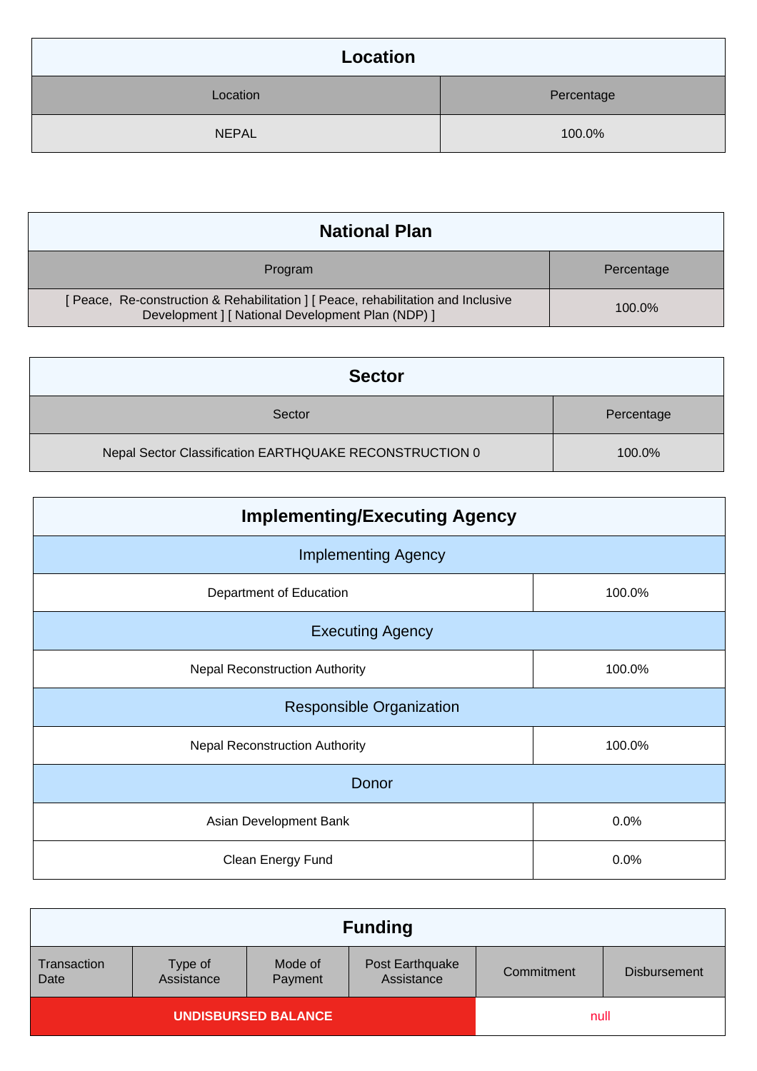## Location

| Location | Percentage |
|---|---|
| NEPAL | 100.0% |

## National Plan

| Program | Percentage |
|---|---|
| [ Peace,  Re-construction & Rehabilitation ] [ Peace, rehabilitation and Inclusive Development ] [ National Development Plan (NDP) ] | 100.0% |

## Sector

| Sector | Percentage |
|---|---|
| Nepal Sector Classification EARTHQUAKE RECONSTRUCTION 0 | 100.0% |

## Implementing/Executing Agency

| Implementing Agency | |
|---|---|
| Department of Education | 100.0% |
| **Executing Agency** | |
| Nepal Reconstruction Authority | 100.0% |
| **Responsible Organization** | |
| Nepal Reconstruction Authority | 100.0% |
| **Donor** | |
| Asian Development Bank | 0.0% |
| Clean Energy Fund | 0.0% |

## Funding

| Transaction Date | Type of Assistance | Mode of Payment | Post Earthquake Assistance | Commitment | Disbursement |
|---|---|---|---|---|---|
| **UNDISBURSED BALANCE** | | | | null | |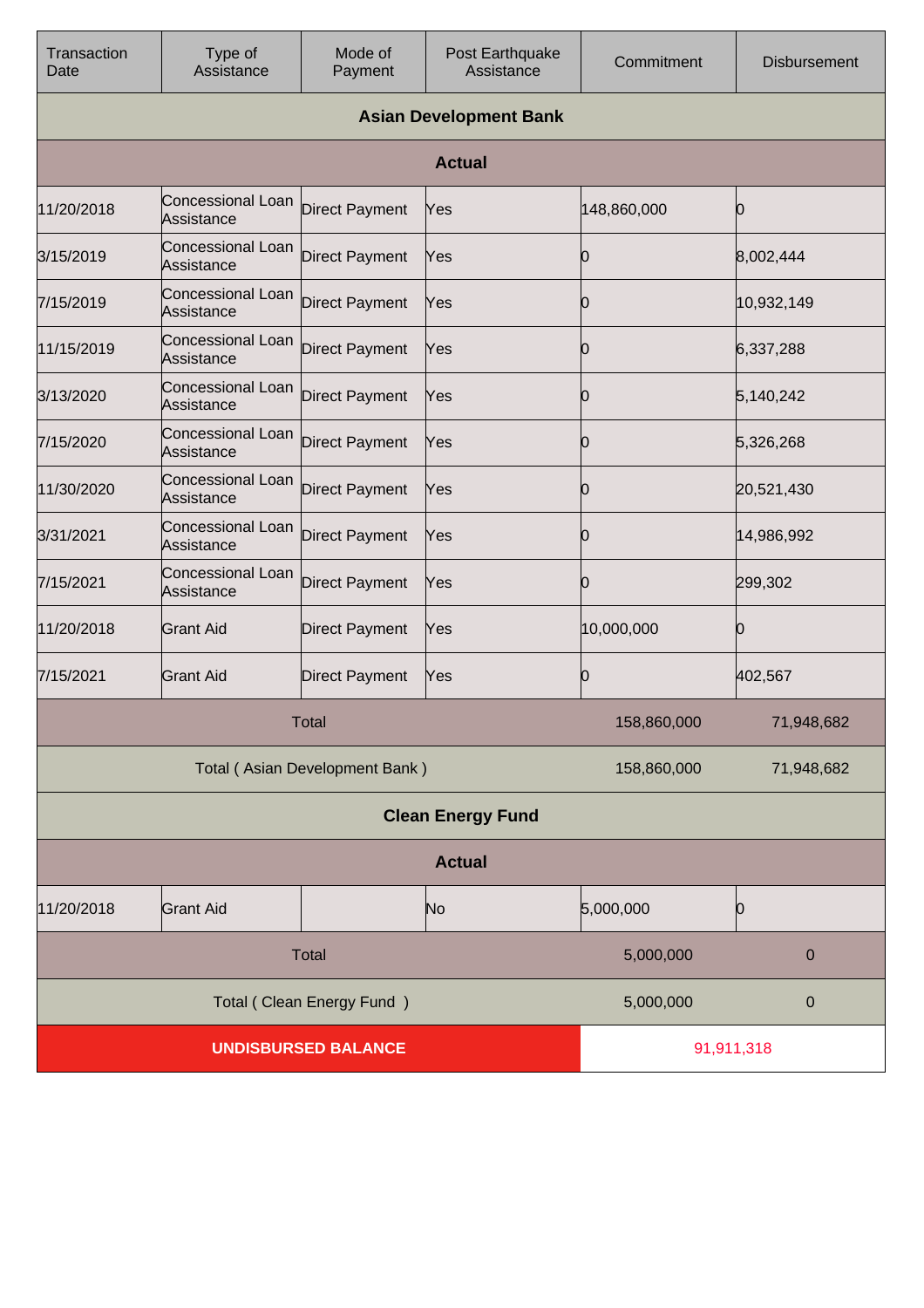| Transaction Date | Type of Assistance | Mode of Payment | Post Earthquake Assistance | Commitment | Disbursement |
|---|---|---|---|---|---|
| **Asian Development Bank** | | | | | |
| **Actual** | | | | | |
| 11/20/2018 | Concessional Loan Assistance | Direct Payment | Yes | 148,860,000 | 0 |
| 3/15/2019 | Concessional Loan Assistance | Direct Payment | Yes | 0 | 8,002,444 |
| 7/15/2019 | Concessional Loan Assistance | Direct Payment | Yes | 0 | 10,932,149 |
| 11/15/2019 | Concessional Loan Assistance | Direct Payment | Yes | 0 | 6,337,288 |
| 3/13/2020 | Concessional Loan Assistance | Direct Payment | Yes | 0 | 5,140,242 |
| 7/15/2020 | Concessional Loan Assistance | Direct Payment | Yes | 0 | 5,326,268 |
| 11/30/2020 | Concessional Loan Assistance | Direct Payment | Yes | 0 | 20,521,430 |
| 3/31/2021 | Concessional Loan Assistance | Direct Payment | Yes | 0 | 14,986,992 |
| 7/15/2021 | Concessional Loan Assistance | Direct Payment | Yes | 0 | 299,302 |
| 11/20/2018 | Grant Aid | Direct Payment | Yes | 10,000,000 | 0 |
| 7/15/2021 | Grant Aid | Direct Payment | Yes | 0 | 402,567 |
| Total | | | | 158,860,000 | 71,948,682 |
| Total ( Asian Development Bank ) | | | | 158,860,000 | 71,948,682 |
| **Clean Energy Fund** | | | | | |
| **Actual** | | | | | |
| 11/20/2018 | Grant Aid | | No | 5,000,000 | 0 |
| Total | | | | 5,000,000 | 0 |
| Total ( Clean Energy Fund ) | | | | 5,000,000 | 0 |
| **UNDISBURSED BALANCE** | | | | 91,911,318 | |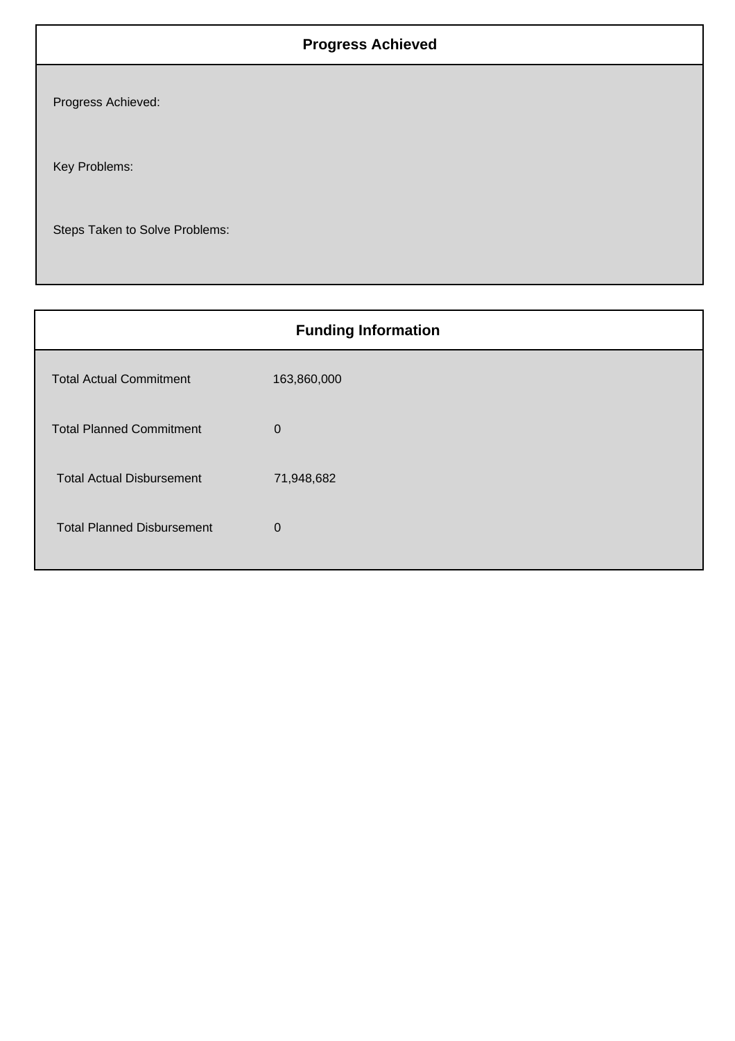## Progress Achieved

Progress Achieved:

Key Problems:

Steps Taken to Solve Problems:

## Funding Information

| | |
|---|---|
| Total Actual Commitment | 163,860,000 |
| Total Planned Commitment | 0 |
| Total Actual Disbursement | 71,948,682 |
| Total Planned Disbursement | 0 |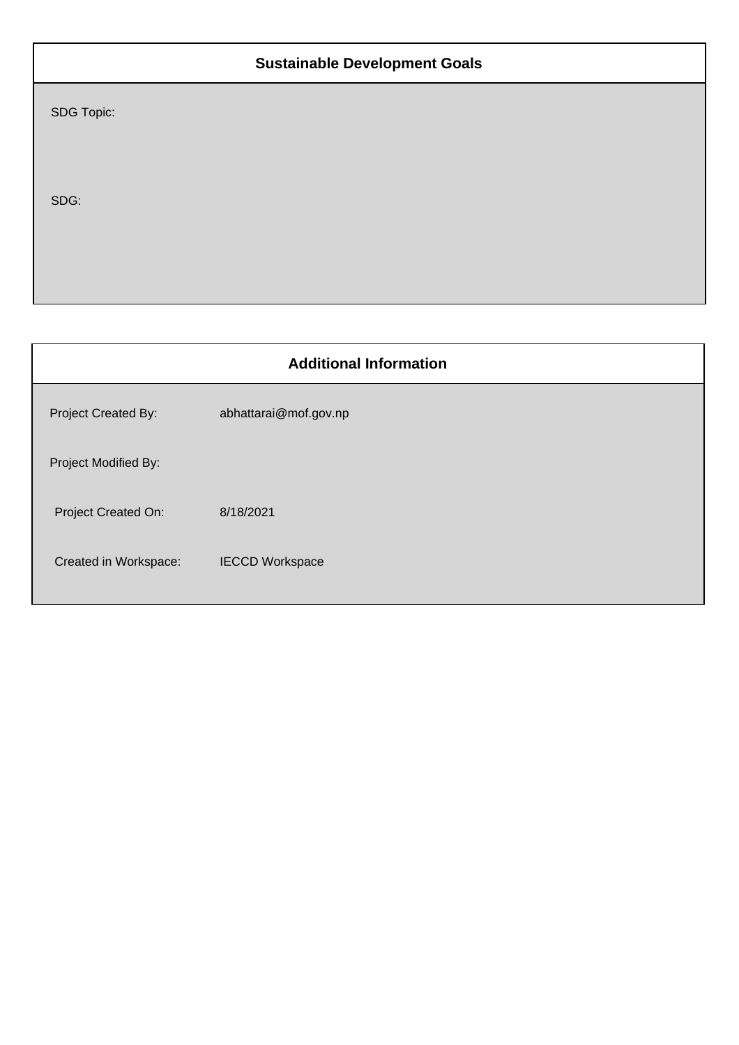## Sustainable Development Goals

SDG Topic:

SDG:

## Additional Information

| | |
|---|---|
| Project Created By: | abhattarai@mof.gov.np |
| Project Modified By: | |
| Project Created On: | 8/18/2021 |
| Created in Workspace: | IECCD Workspace |